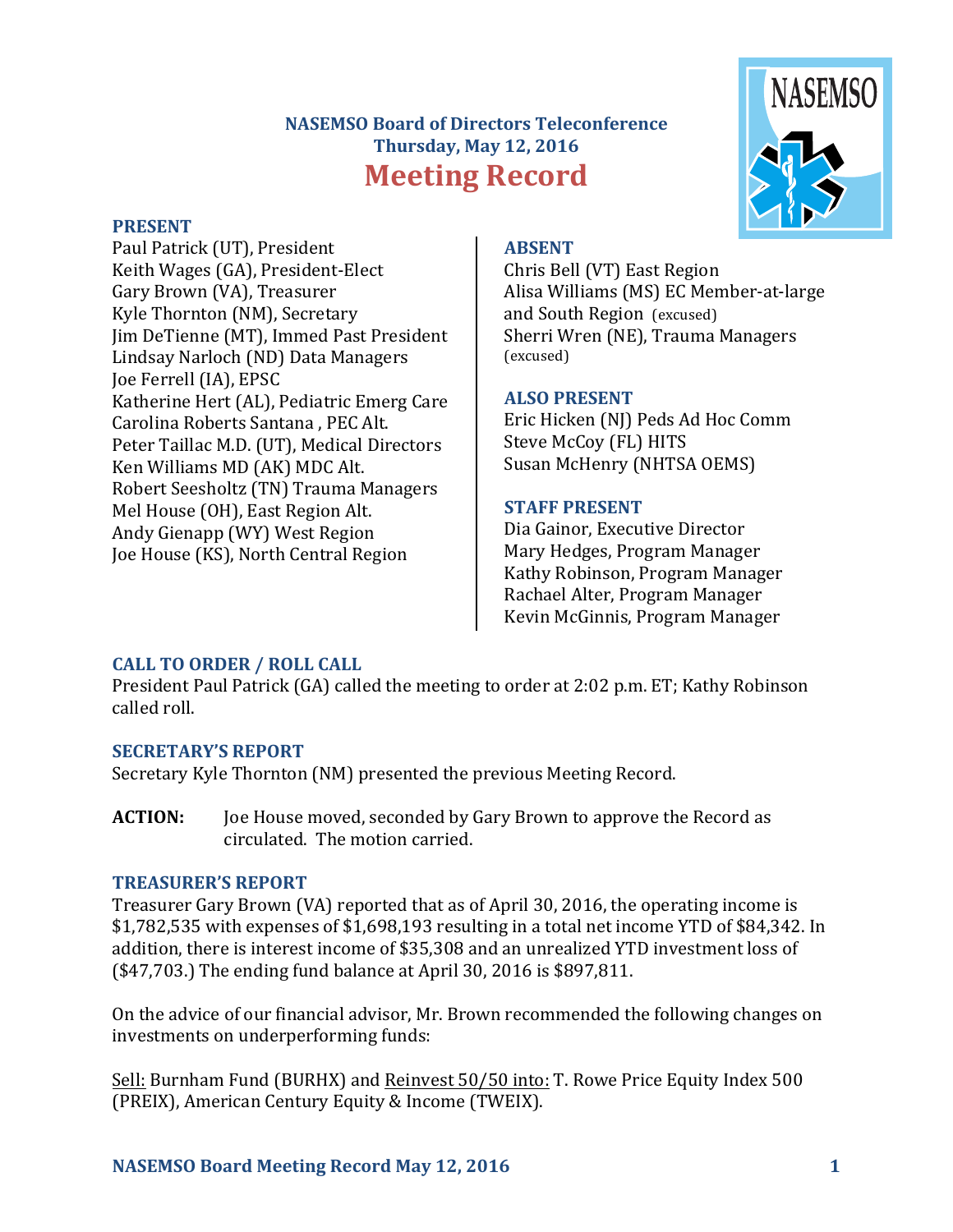**NASEMSO Board of Directors Teleconference**
**Thursday, May 12, 2016**

# Meeting Record

### PRESENT

Paul Patrick (UT), President
Keith Wages (GA), President-Elect
Gary Brown (VA), Treasurer
Kyle Thornton (NM), Secretary
Jim DeTienne (MT), Immed Past President
Lindsay Narloch (ND) Data Managers
Joe Ferrell (IA), EPSC
Katherine Hert (AL), Pediatric Emerg Care
Carolina Roberts Santana , PEC Alt.
Peter Taillac M.D. (UT), Medical Directors
Ken Williams MD (AK) MDC Alt.
Robert Seesholtz (TN) Trauma Managers
Mel House (OH), East Region Alt.
Andy Gienapp (WY) West Region
Joe House (KS), North Central Region

### ABSENT

Chris Bell (VT) East Region
Alisa Williams (MS) EC Member-at-large and South Region (excused)
Sherri Wren (NE), Trauma Managers (excused)

### ALSO PRESENT

Eric Hicken (NJ) Peds Ad Hoc Comm
Steve McCoy (FL) HITS
Susan McHenry (NHTSA OEMS)

### STAFF PRESENT

Dia Gainor, Executive Director
Mary Hedges, Program Manager
Kathy Robinson, Program Manager
Rachael Alter, Program Manager
Kevin McGinnis, Program Manager

### CALL TO ORDER / ROLL CALL

President Paul Patrick (GA) called the meeting to order at 2:02 p.m. ET; Kathy Robinson called roll.

### SECRETARY'S REPORT

Secretary Kyle Thornton (NM) presented the previous Meeting Record.

**ACTION:** Joe House moved, seconded by Gary Brown to approve the Record as circulated. The motion carried.

### TREASURER'S REPORT

Treasurer Gary Brown (VA) reported that as of April 30, 2016, the operating income is $1,782,535 with expenses of $1,698,193 resulting in a total net income YTD of $84,342. In addition, there is interest income of $35,308 and an unrealized YTD investment loss of ($47,703.) The ending fund balance at April 30, 2016 is $897,811.

On the advice of our financial advisor, Mr. Brown recommended the following changes on investments on underperforming funds:

<u>Sell:</u> Burnham Fund (BURHX) and <u>Reinvest 50/50 into:</u> T. Rowe Price Equity Index 500 (PREIX), American Century Equity & Income (TWEIX).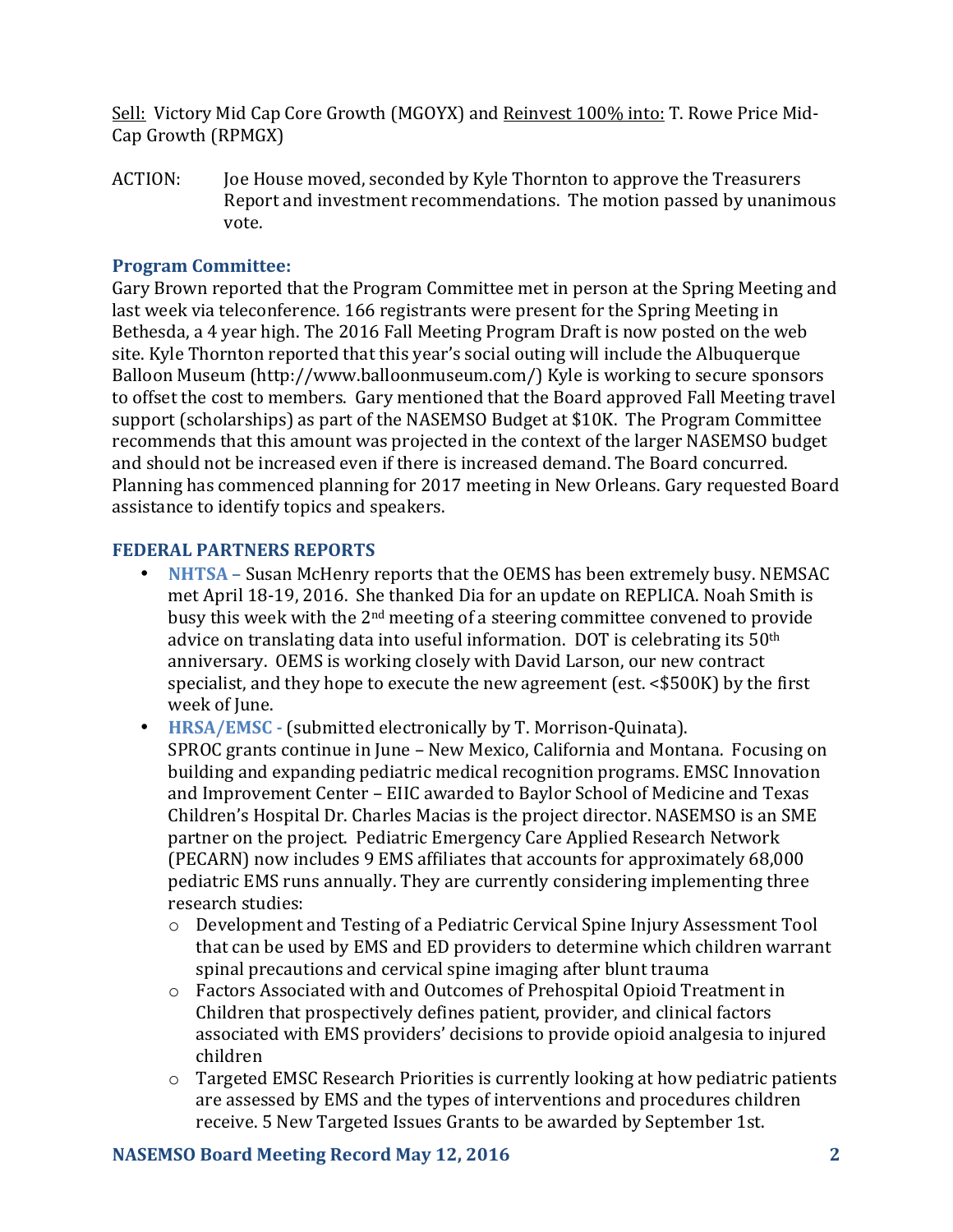Sell: Victory Mid Cap Core Growth (MGOYX) and Reinvest 100% into: T. Rowe Price Mid-Cap Growth (RPMGX)

ACTION: Joe House moved, seconded by Kyle Thornton to approve the Treasurers Report and investment recommendations. The motion passed by unanimous vote.

### Program Committee:

Gary Brown reported that the Program Committee met in person at the Spring Meeting and last week via teleconference. 166 registrants were present for the Spring Meeting in Bethesda, a 4 year high. The 2016 Fall Meeting Program Draft is now posted on the web site. Kyle Thornton reported that this year's social outing will include the Albuquerque Balloon Museum (http://www.balloonmuseum.com/) Kyle is working to secure sponsors to offset the cost to members. Gary mentioned that the Board approved Fall Meeting travel support (scholarships) as part of the NASEMSO Budget at $10K. The Program Committee recommends that this amount was projected in the context of the larger NASEMSO budget and should not be increased even if there is increased demand. The Board concurred. Planning has commenced planning for 2017 meeting in New Orleans. Gary requested Board assistance to identify topics and speakers.

### FEDERAL PARTNERS REPORTS

- **NHTSA** – Susan McHenry reports that the OEMS has been extremely busy. NEMSAC met April 18-19, 2016. She thanked Dia for an update on REPLICA. Noah Smith is busy this week with the 2nd meeting of a steering committee convened to provide advice on translating data into useful information. DOT is celebrating its 50th anniversary. OEMS is working closely with David Larson, our new contract specialist, and they hope to execute the new agreement (est. <$500K) by the first week of June.
- **HRSA/EMSC** - (submitted electronically by T. Morrison-Quinata). SPROC grants continue in June – New Mexico, California and Montana. Focusing on building and expanding pediatric medical recognition programs. EMSC Innovation and Improvement Center – EIIC awarded to Baylor School of Medicine and Texas Children's Hospital Dr. Charles Macias is the project director. NASEMSO is an SME partner on the project. Pediatric Emergency Care Applied Research Network (PECARN) now includes 9 EMS affiliates that accounts for approximately 68,000 pediatric EMS runs annually. They are currently considering implementing three research studies:
  - Development and Testing of a Pediatric Cervical Spine Injury Assessment Tool that can be used by EMS and ED providers to determine which children warrant spinal precautions and cervical spine imaging after blunt trauma
  - Factors Associated with and Outcomes of Prehospital Opioid Treatment in Children that prospectively defines patient, provider, and clinical factors associated with EMS providers' decisions to provide opioid analgesia to injured children
  - Targeted EMSC Research Priorities is currently looking at how pediatric patients are assessed by EMS and the types of interventions and procedures children receive. 5 New Targeted Issues Grants to be awarded by September 1st.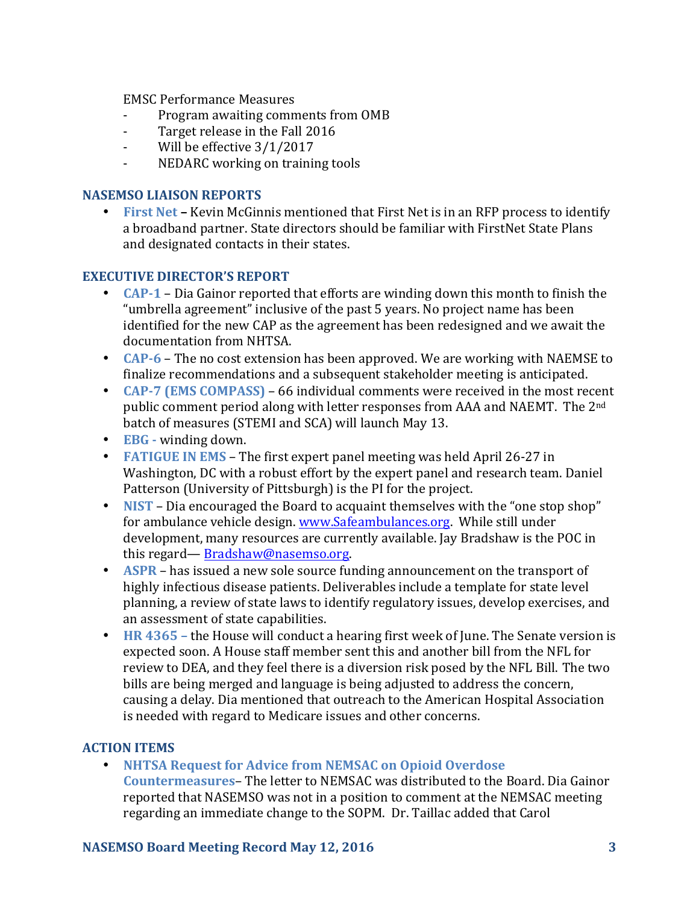EMSC Performance Measures

- Program awaiting comments from OMB
- Target release in the Fall 2016
- Will be effective 3/1/2017
- NEDARC working on training tools

## NASEMSO LIAISON REPORTS

- **First Net –** Kevin McGinnis mentioned that First Net is in an RFP process to identify a broadband partner. State directors should be familiar with FirstNet State Plans and designated contacts in their states.

## EXECUTIVE DIRECTOR'S REPORT

- **CAP-1** – Dia Gainor reported that efforts are winding down this month to finish the "umbrella agreement" inclusive of the past 5 years. No project name has been identified for the new CAP as the agreement has been redesigned and we await the documentation from NHTSA.
- **CAP-6** – The no cost extension has been approved. We are working with NAEMSE to finalize recommendations and a subsequent stakeholder meeting is anticipated.
- **CAP-7 (EMS COMPASS)** – 66 individual comments were received in the most recent public comment period along with letter responses from AAA and NAEMT. The 2nd batch of measures (STEMI and SCA) will launch May 13.
- **EBG -** winding down.
- **FATIGUE IN EMS** – The first expert panel meeting was held April 26-27 in Washington, DC with a robust effort by the expert panel and research team. Daniel Patterson (University of Pittsburgh) is the PI for the project.
- **NIST** – Dia encouraged the Board to acquaint themselves with the "one stop shop" for ambulance vehicle design. www.Safeambulances.org. While still under development, many resources are currently available. Jay Bradshaw is the POC in this regard— Bradshaw@nasemso.org.
- **ASPR** – has issued a new sole source funding announcement on the transport of highly infectious disease patients. Deliverables include a template for state level planning, a review of state laws to identify regulatory issues, develop exercises, and an assessment of state capabilities.
- **HR 4365 –** the House will conduct a hearing first week of June. The Senate version is expected soon. A House staff member sent this and another bill from the NFL for review to DEA, and they feel there is a diversion risk posed by the NFL Bill. The two bills are being merged and language is being adjusted to address the concern, causing a delay. Dia mentioned that outreach to the American Hospital Association is needed with regard to Medicare issues and other concerns.

## ACTION ITEMS

- **NHTSA Request for Advice from NEMSAC on Opioid Overdose Countermeasures**– The letter to NEMSAC was distributed to the Board. Dia Gainor reported that NASEMSO was not in a position to comment at the NEMSAC meeting regarding an immediate change to the SOPM. Dr. Taillac added that Carol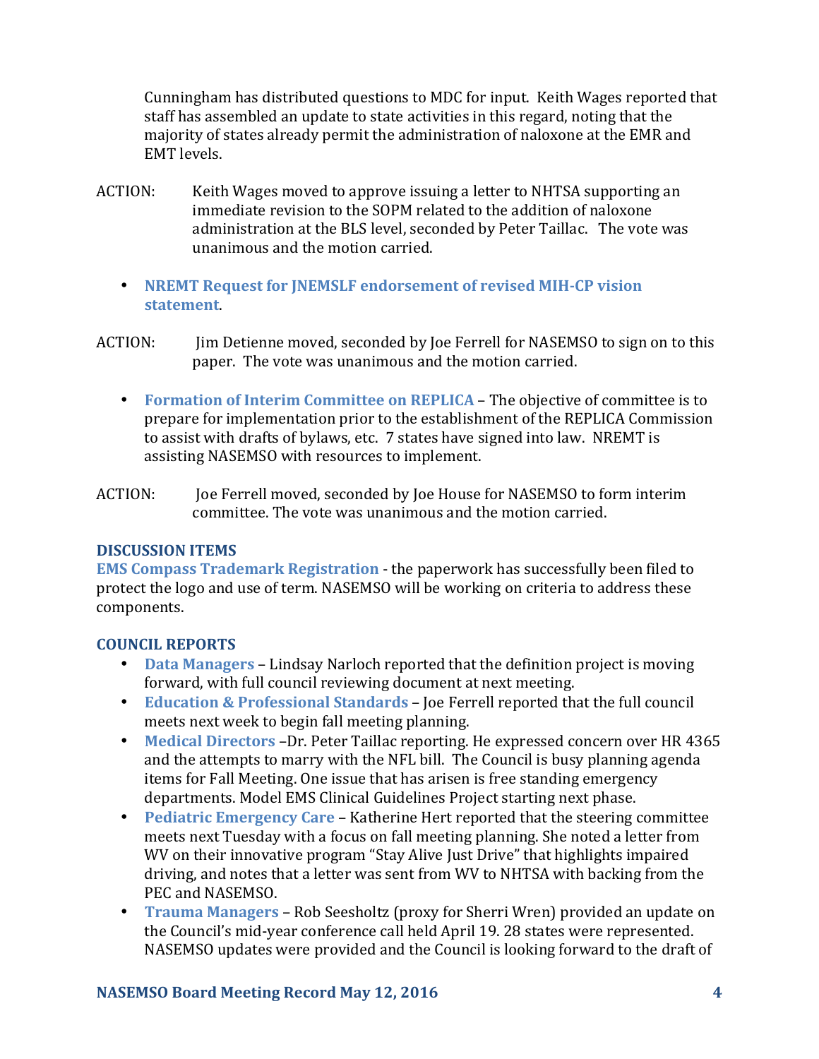Cunningham has distributed questions to MDC for input. Keith Wages reported that staff has assembled an update to state activities in this regard, noting that the majority of states already permit the administration of naloxone at the EMR and EMT levels.

ACTION: Keith Wages moved to approve issuing a letter to NHTSA supporting an immediate revision to the SOPM related to the addition of naloxone administration at the BLS level, seconded by Peter Taillac. The vote was unanimous and the motion carried.

- **NREMT Request for JNEMSLF endorsement of revised MIH-CP vision statement**.

ACTION: Jim Detienne moved, seconded by Joe Ferrell for NASEMSO to sign on to this paper. The vote was unanimous and the motion carried.

- **Formation of Interim Committee on REPLICA** – The objective of committee is to prepare for implementation prior to the establishment of the REPLICA Commission to assist with drafts of bylaws, etc. 7 states have signed into law. NREMT is assisting NASEMSO with resources to implement.

ACTION: Joe Ferrell moved, seconded by Joe House for NASEMSO to form interim committee. The vote was unanimous and the motion carried.

## DISCUSSION ITEMS

**EMS Compass Trademark Registration** - the paperwork has successfully been filed to protect the logo and use of term. NASEMSO will be working on criteria to address these components.

## COUNCIL REPORTS

- **Data Managers** – Lindsay Narloch reported that the definition project is moving forward, with full council reviewing document at next meeting.
- **Education & Professional Standards** – Joe Ferrell reported that the full council meets next week to begin fall meeting planning.
- **Medical Directors** –Dr. Peter Taillac reporting. He expressed concern over HR 4365 and the attempts to marry with the NFL bill. The Council is busy planning agenda items for Fall Meeting. One issue that has arisen is free standing emergency departments. Model EMS Clinical Guidelines Project starting next phase.
- **Pediatric Emergency Care** – Katherine Hert reported that the steering committee meets next Tuesday with a focus on fall meeting planning. She noted a letter from WV on their innovative program "Stay Alive Just Drive" that highlights impaired driving, and notes that a letter was sent from WV to NHTSA with backing from the PEC and NASEMSO.
- **Trauma Managers** – Rob Seesholtz (proxy for Sherri Wren) provided an update on the Council's mid-year conference call held April 19. 28 states were represented. NASEMSO updates were provided and the Council is looking forward to the draft of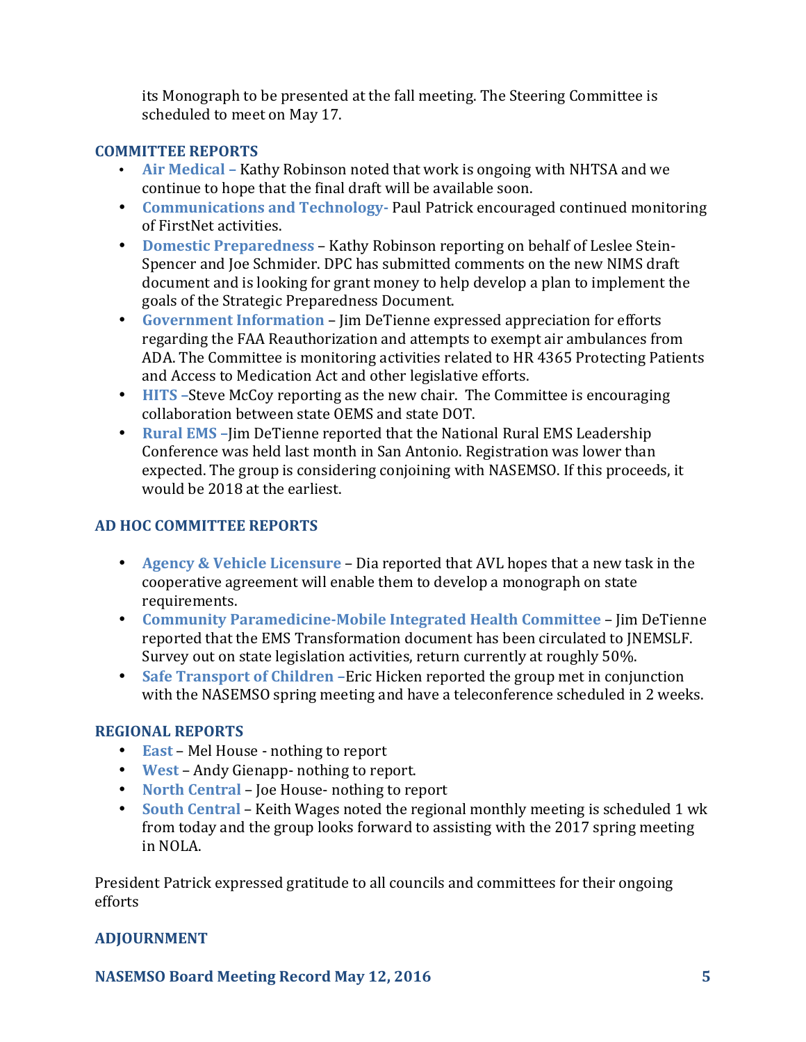its Monograph to be presented at the fall meeting. The Steering Committee is scheduled to meet on May 17.

## COMMITTEE REPORTS

- **Air Medical –** Kathy Robinson noted that work is ongoing with NHTSA and we continue to hope that the final draft will be available soon.
- **Communications and Technology-** Paul Patrick encouraged continued monitoring of FirstNet activities.
- **Domestic Preparedness** – Kathy Robinson reporting on behalf of Leslee Stein-Spencer and Joe Schmider. DPC has submitted comments on the new NIMS draft document and is looking for grant money to help develop a plan to implement the goals of the Strategic Preparedness Document.
- **Government Information** – Jim DeTienne expressed appreciation for efforts regarding the FAA Reauthorization and attempts to exempt air ambulances from ADA. The Committee is monitoring activities related to HR 4365 Protecting Patients and Access to Medication Act and other legislative efforts.
- **HITS –**Steve McCoy reporting as the new chair. The Committee is encouraging collaboration between state OEMS and state DOT.
- **Rural EMS –**Jim DeTienne reported that the National Rural EMS Leadership Conference was held last month in San Antonio. Registration was lower than expected. The group is considering conjoining with NASEMSO. If this proceeds, it would be 2018 at the earliest.

## AD HOC COMMITTEE REPORTS

- **Agency & Vehicle Licensure** – Dia reported that AVL hopes that a new task in the cooperative agreement will enable them to develop a monograph on state requirements.
- **Community Paramedicine-Mobile Integrated Health Committee** – Jim DeTienne reported that the EMS Transformation document has been circulated to JNEMSLF. Survey out on state legislation activities, return currently at roughly 50%.
- **Safe Transport of Children –**Eric Hicken reported the group met in conjunction with the NASEMSO spring meeting and have a teleconference scheduled in 2 weeks.

## REGIONAL REPORTS

- **East** – Mel House - nothing to report
- **West** – Andy Gienapp- nothing to report.
- **North Central** – Joe House- nothing to report
- **South Central** – Keith Wages noted the regional monthly meeting is scheduled 1 wk from today and the group looks forward to assisting with the 2017 spring meeting in NOLA.

President Patrick expressed gratitude to all councils and committees for their ongoing efforts

## ADJOURNMENT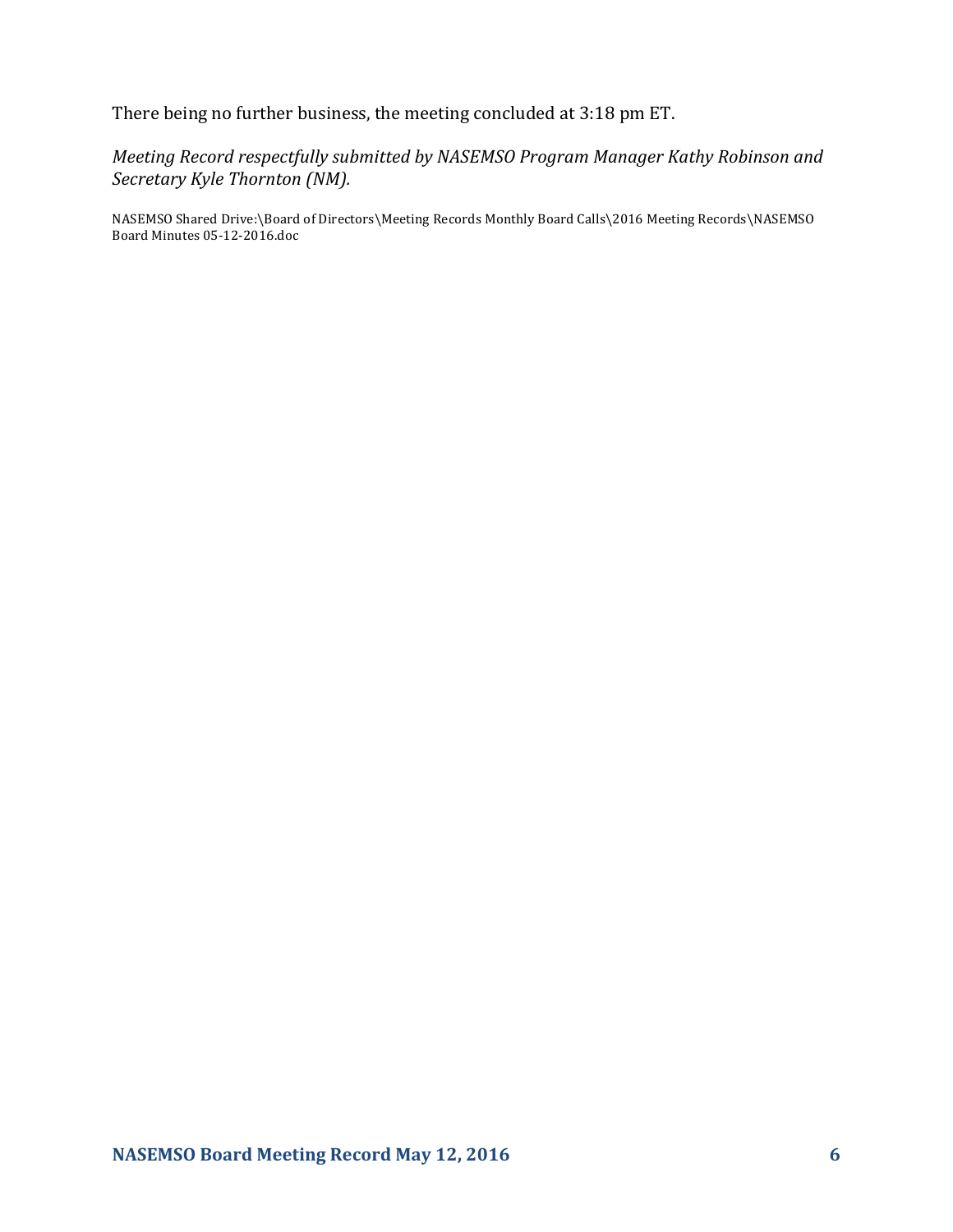There being no further business, the meeting concluded at 3:18 pm ET.

*Meeting Record respectfully submitted by NASEMSO Program Manager Kathy Robinson and Secretary Kyle Thornton (NM).*

NASEMSO Shared Drive:\Board of Directors\Meeting Records Monthly Board Calls\2016 Meeting Records\NASEMSO Board Minutes 05-12-2016.doc